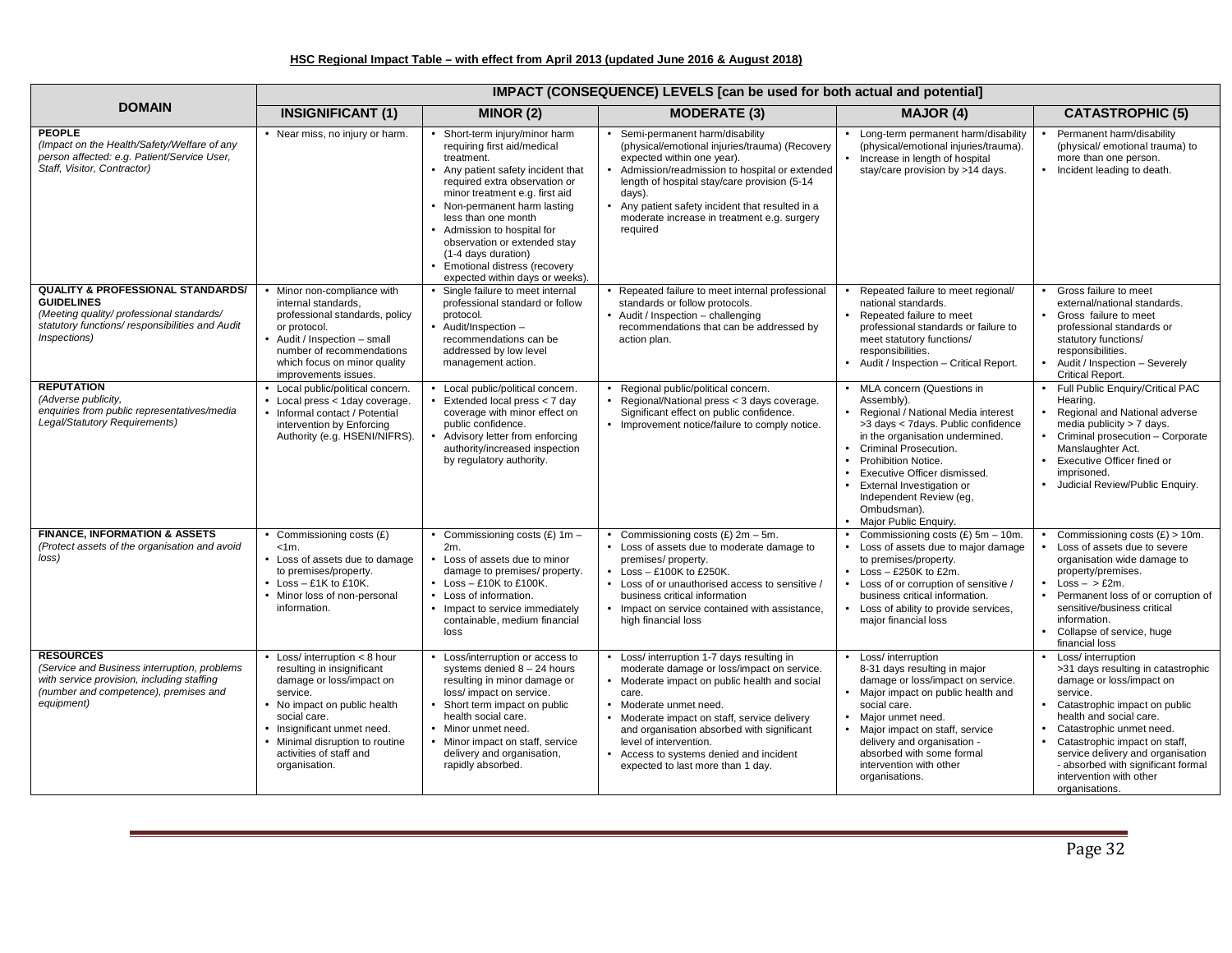**HSC Regional Impact Table – with effect from April 2013 (updated June 2016 & August 2018)**

| DOMAIN | IMPACT (CONSEQUENCE) LEVELS [can be used for both actual and potential] | | | | |
|---|---|---|---|---|---|
| | **INSIGNIFICANT (1)** | **MINOR (2)** | **MODERATE (3)** | **MAJOR (4)** | **CATASTROPHIC (5)** |
| **PEOPLE** *(Impact on the Health/Safety/Welfare of any person affected: e.g. Patient/Service User, Staff, Visitor, Contractor)* | • Near miss, no injury or harm. | • Short-term injury/minor harm requiring first aid/medical treatment. • Any patient safety incident that required extra observation or minor treatment e.g. first aid • Non-permanent harm lasting less than one month • Admission to hospital for observation or extended stay (1-4 days duration) • Emotional distress (recovery expected within days or weeks). | • Semi-permanent harm/disability (physical/emotional injuries/trauma) (Recovery expected within one year). • Admission/readmission to hospital or extended length of hospital stay/care provision (5-14 days). • Any patient safety incident that resulted in a moderate increase in treatment e.g. surgery required | • Long-term permanent harm/disability (physical/emotional injuries/trauma). • Increase in length of hospital stay/care provision by >14 days. | • Permanent harm/disability (physical/ emotional trauma) to more than one person. • Incident leading to death. |
| **QUALITY & PROFESSIONAL STANDARDS/ GUIDELINES** *(Meeting quality/ professional standards/ statutory functions/ responsibilities and Audit Inspections)* | • Minor non-compliance with internal standards, professional standards, policy or protocol. • Audit / Inspection – small number of recommendations which focus on minor quality improvements issues. | • Single failure to meet internal professional standard or follow protocol. • Audit/Inspection – recommendations can be addressed by low level management action. | • Repeated failure to meet internal professional standards or follow protocols. • Audit / Inspection – challenging recommendations that can be addressed by action plan. | • Repeated failure to meet regional/ national standards. • Repeated failure to meet professional standards or failure to meet statutory functions/ responsibilities. • Audit / Inspection – Critical Report. | • Gross failure to meet external/national standards. • Gross failure to meet professional standards or statutory functions/ responsibilities. • Audit / Inspection – Severely Critical Report. |
| **REPUTATION** *(Adverse publicity, enquiries from public representatives/media Legal/Statutory Requirements)* | • Local public/political concern. • Local press < 1day coverage. • Informal contact / Potential intervention by Enforcing Authority (e.g. HSENI/NIFRS). | • Local public/political concern. • Extended local press < 7 day coverage with minor effect on public confidence. • Advisory letter from enforcing authority/increased inspection by regulatory authority. | • Regional public/political concern. • Regional/National press < 3 days coverage. Significant effect on public confidence. • Improvement notice/failure to comply notice. | • MLA concern (Questions in Assembly). • Regional / National Media interest >3 days < 7days. Public confidence in the organisation undermined. • Criminal Prosecution. • Prohibition Notice. • Executive Officer dismissed. • External Investigation or Independent Review (eg, Ombudsman). • Major Public Enquiry. | • Full Public Enquiry/Critical PAC Hearing. • Regional and National adverse media publicity > 7 days. • Criminal prosecution – Corporate Manslaughter Act. • Executive Officer fined or imprisoned. • Judicial Review/Public Enquiry. |
| **FINANCE, INFORMATION & ASSETS** *(Protect assets of the organisation and avoid loss)* | • Commissioning costs (£) <1m. • Loss of assets due to damage to premises/property. • Loss – £1K to £10K. • Minor loss of non-personal information. | • Commissioning costs (£) 1m – 2m. • Loss of assets due to minor damage to premises/ property. • Loss – £10K to £100K. • Loss of information. • Impact to service immediately containable, medium financial loss | • Commissioning costs (£) 2m – 5m. • Loss of assets due to moderate damage to premises/ property. • Loss – £100K to £250K. • Loss of or unauthorised access to sensitive / business critical information • Impact on service contained with assistance, high financial loss | • Commissioning costs (£) 5m – 10m. • Loss of assets due to major damage to premises/property. • Loss – £250K to £2m. • Loss of or corruption of sensitive / business critical information. • Loss of ability to provide services, major financial loss | • Commissioning costs (£) > 10m. • Loss of assets due to severe organisation wide damage to property/premises. • Loss – > £2m. • Permanent loss of or corruption of sensitive/business critical information. • Collapse of service, huge financial loss |
| **RESOURCES** *(Service and Business interruption, problems with service provision, including staffing (number and competence), premises and equipment)* | • Loss/ interruption < 8 hour resulting in insignificant damage or loss/impact on service. • No impact on public health social care. • Insignificant unmet need. • Minimal disruption to routine activities of staff and organisation. | • Loss/interruption or access to systems denied 8 – 24 hours resulting in minor damage or loss/ impact on service. • Short term impact on public health social care. • Minor unmet need. • Minor impact on staff, service delivery and organisation, rapidly absorbed. | • Loss/ interruption 1-7 days resulting in moderate damage or loss/impact on service. • Moderate impact on public health and social care. • Moderate unmet need. • Moderate impact on staff, service delivery and organisation absorbed with significant level of intervention. • Access to systems denied and incident expected to last more than 1 day. | • Loss/ interruption 8-31 days resulting in major damage or loss/impact on service. • Major impact on public health and social care. • Major unmet need. • Major impact on staff, service delivery and organisation - absorbed with some formal intervention with other organisations. | • Loss/ interruption >31 days resulting in catastrophic damage or loss/impact on service. • Catastrophic impact on public health and social care. • Catastrophic unmet need. • Catastrophic impact on staff, service delivery and organisation - absorbed with significant formal intervention with other organisations. |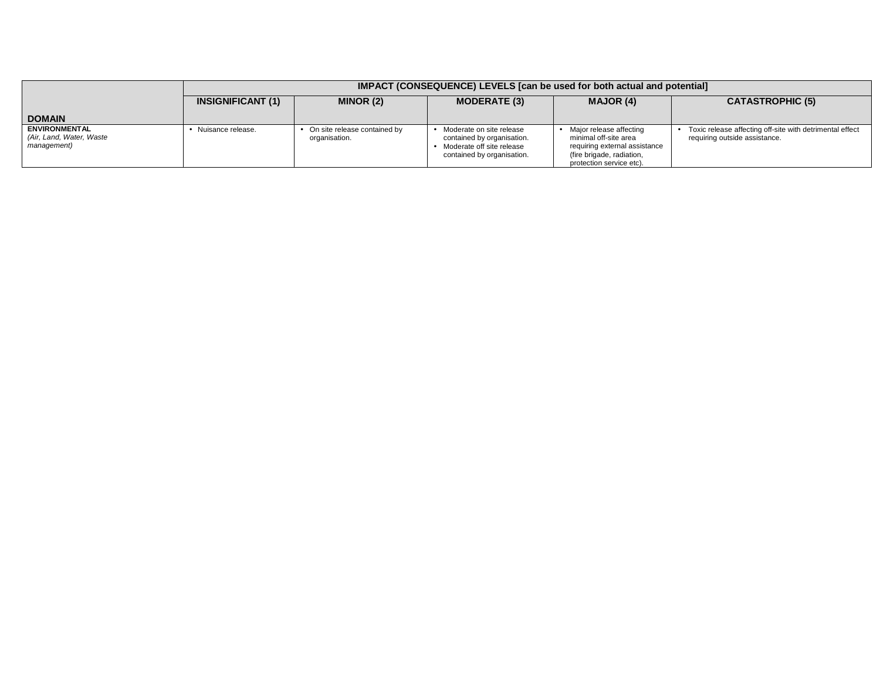| DOMAIN | IMPACT (CONSEQUENCE) LEVELS [can be used for both actual and potential] | | | | |
|---|---|---|---|---|---|
| | **INSIGNIFICANT (1)** | **MINOR (2)** | **MODERATE (3)** | **MAJOR (4)** | **CATASTROPHIC (5)** |
| **ENVIRONMENTAL** *(Air, Land, Water, Waste management)* | • Nuisance release. | • On site release contained by organisation. | • Moderate on site release contained by organisation. • Moderate off site release contained by organisation. | • Major release affecting minimal off-site area requiring external assistance (fire brigade, radiation, protection service etc). | • Toxic release affecting off-site with detrimental effect requiring outside assistance. |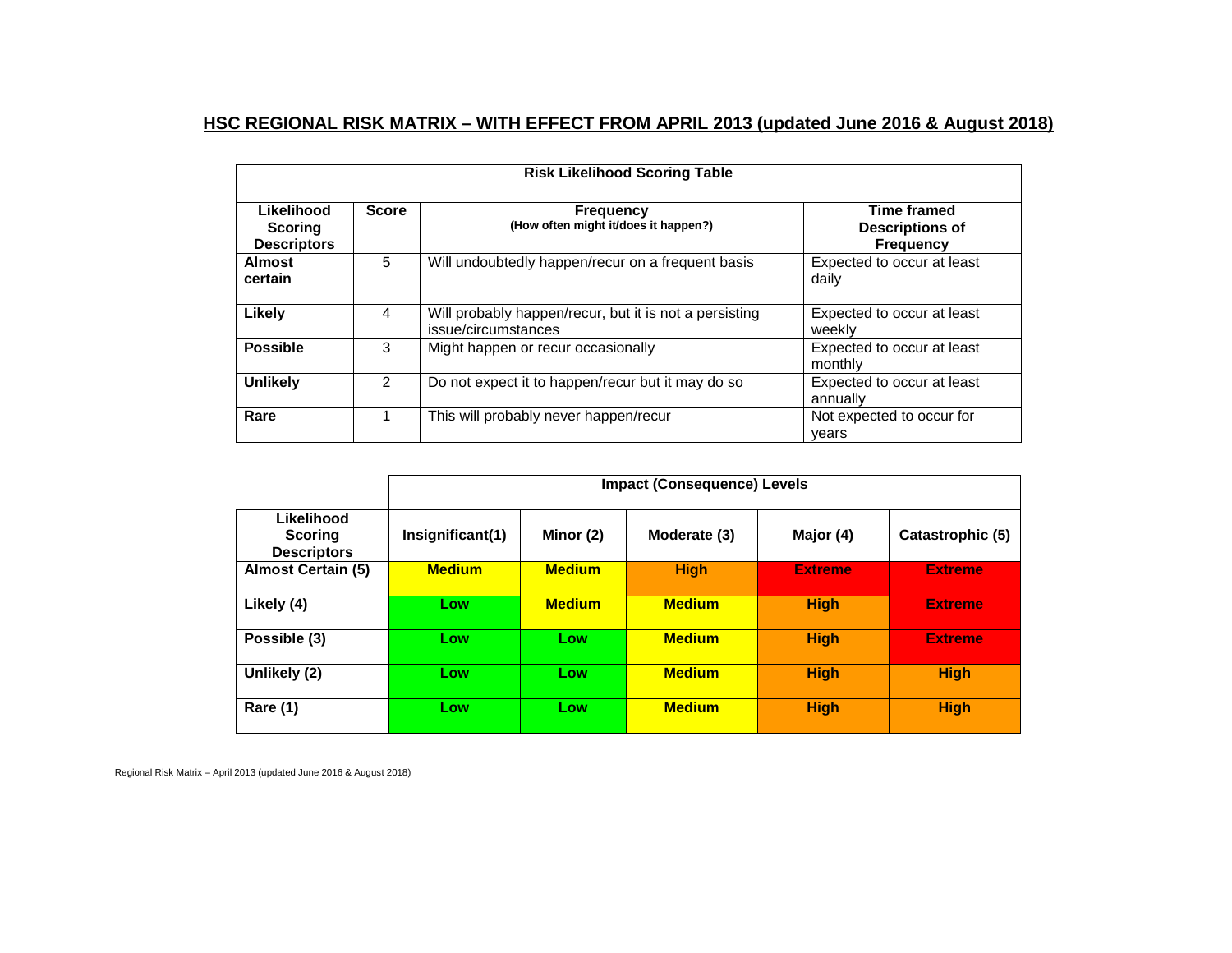# HSC REGIONAL RISK MATRIX – WITH EFFECT FROM APRIL 2013 (updated June 2016 & August 2018)

| Risk Likelihood Scoring Table | | | |
|---|---|---|---|
| **Likelihood Scoring Descriptors** | **Score** | **Frequency** **(How often might it/does it happen?)** | **Time framed Descriptions of Frequency** |
| **Almost certain** | 5 | Will undoubtedly happen/recur on a frequent basis | Expected to occur at least daily |
| **Likely** | 4 | Will probably happen/recur, but it is not a persisting issue/circumstances | Expected to occur at least weekly |
| **Possible** | 3 | Might happen or recur occasionally | Expected to occur at least monthly |
| **Unlikely** | 2 | Do not expect it to happen/recur but it may do so | Expected to occur at least annually |
| **Rare** | 1 | This will probably never happen/recur | Not expected to occur for years |

| | Impact (Consequence) Levels | | | | |
|---|---|---|---|---|---|
| **Likelihood Scoring Descriptors** | **Insignificant(1)** | **Minor (2)** | **Moderate (3)** | **Major (4)** | **Catastrophic (5)** |
| **Almost Certain (5)** | **Medium** | **Medium** | **High** | **Extreme** | **Extreme** |
| **Likely (4)** | **Low** | **Medium** | **Medium** | **High** | **Extreme** |
| **Possible (3)** | **Low** | **Low** | **Medium** | **High** | **Extreme** |
| **Unlikely (2)** | **Low** | **Low** | **Medium** | **High** | **High** |
| **Rare (1)** | **Low** | **Low** | **Medium** | **High** | **High** |